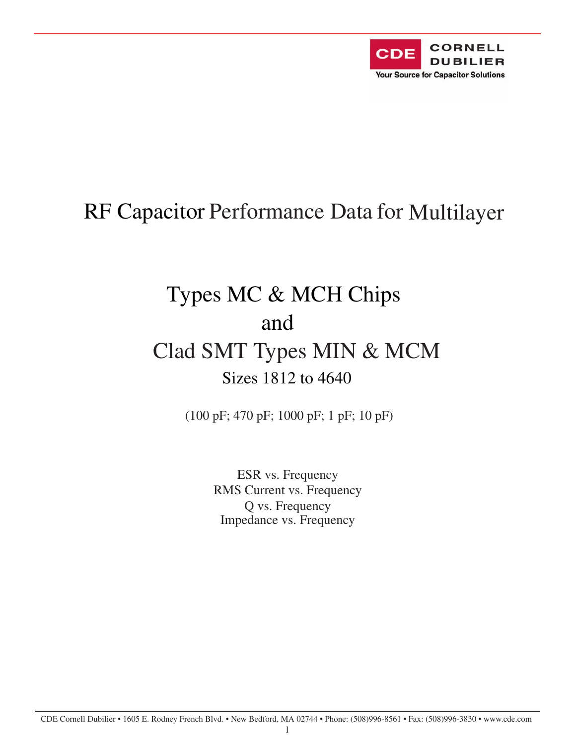CORNELL DUBILIER

Your Source for Capacitor Solutions

# RF Capacitor Performance Data for Multilayer

## Types MC & MCH Chips
## and
## Clad SMT Types MIN & MCM

### Sizes 1812 to 4640

(100 pF; 470 pF; 1000 pF; 1 pF; 10 pF)

ESR vs. Frequency
RMS Current vs. Frequency
Q vs. Frequency
Impedance vs. Frequency

CDE Cornell Dubilier • 1605 E. Rodney French Blvd. • New Bedford, MA 02744 • Phone: (508)996-8561 • Fax: (508)996-3830 • www.cde.com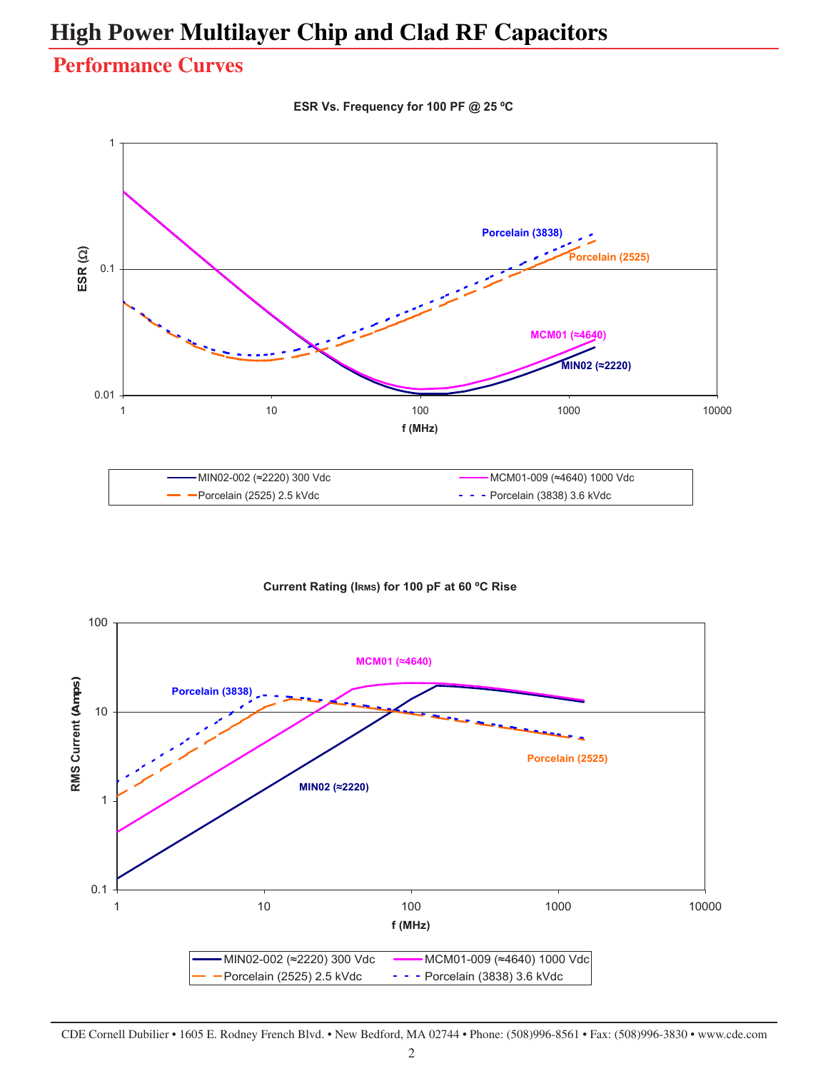# High Power Multilayer Chip and Clad RF Capacitors

## Performance Curves

**ESR Vs. Frequency for 100 PF @ 25 ºC**

ESR (Ω)

1

0.1

0.01

1 10 100 1000 10000

f (MHz)

Porcelain (3838)

Porcelain (2525)

MCM01 (≈4640)

MIN02 (≈2220)

MIN02-002 (≈2220) 300 Vdc
MCM01-009 (≈4640) 1000 Vdc
Porcelain (2525) 2.5 kVdc
Porcelain (3838) 3.6 kVdc

**Current Rating ($I_{RMS}$) for 100 pF at 60 ºC Rise**

RMS Current (Amps)

100

10

1

0.1

1 10 100 1000 10000

f (MHz)

MCM01 (≈4640)

Porcelain (3838)

Porcelain (2525)

MIN02 (≈2220)

MIN02-002 (≈2220) 300 Vdc
MCM01-009 (≈4640) 1000 Vdc
Porcelain (2525) 2.5 kVdc
Porcelain (3838) 3.6 kVdc

CDE Cornell Dubilier • 1605 E. Rodney French Blvd. • New Bedford, MA 02744 • Phone: (508)996-8561 • Fax: (508)996-3830 • www.cde.com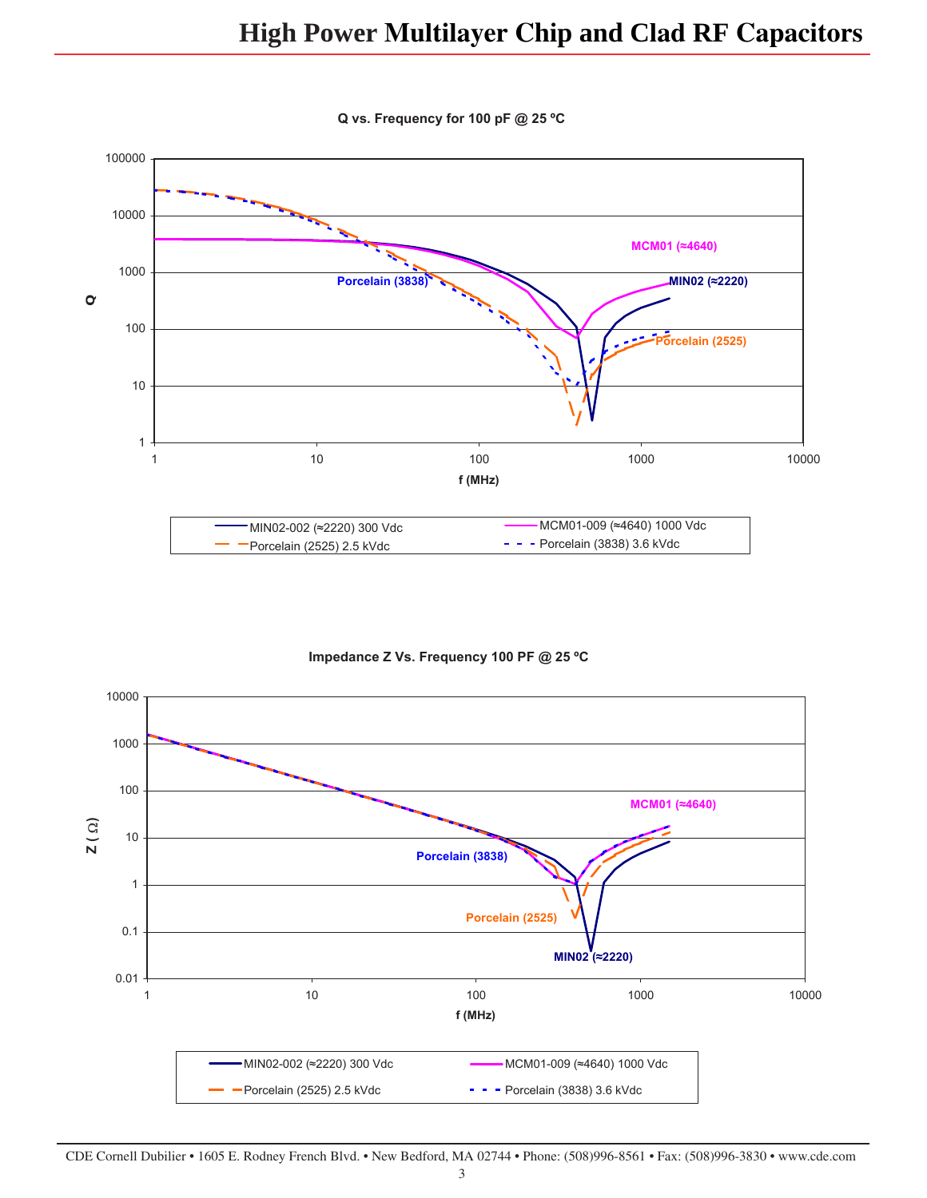**Q vs. Frequency for 100 pF @ 25 ºC**

Q axis: 1, 10, 100, 1000, 10000, 100000

f (MHz): 1, 10, 100, 1000, 10000

MCM01 (≈4640)

MIN02 (≈2220)

Porcelain (3838)

Porcelain (2525)

- MIN02-002 (≈2220) 300 Vdc
- MCM01-009 (≈4640) 1000 Vdc
- Porcelain (2525) 2.5 kVdc
- Porcelain (3838) 3.6 kVdc

**Impedance Z Vs. Frequency 100 PF @ 25 ºC**

Z (Ω) axis: 0.01, 0.1, 1, 10, 100, 1000, 10000

f (MHz): 1, 10, 100, 1000, 10000

MCM01 (≈4640)

Porcelain (3838)

Porcelain (2525)

MIN02 (≈2220)

- MIN02-002 (≈2220) 300 Vdc
- MCM01-009 (≈4640) 1000 Vdc
- Porcelain (2525) 2.5 kVdc
- Porcelain (3838) 3.6 kVdc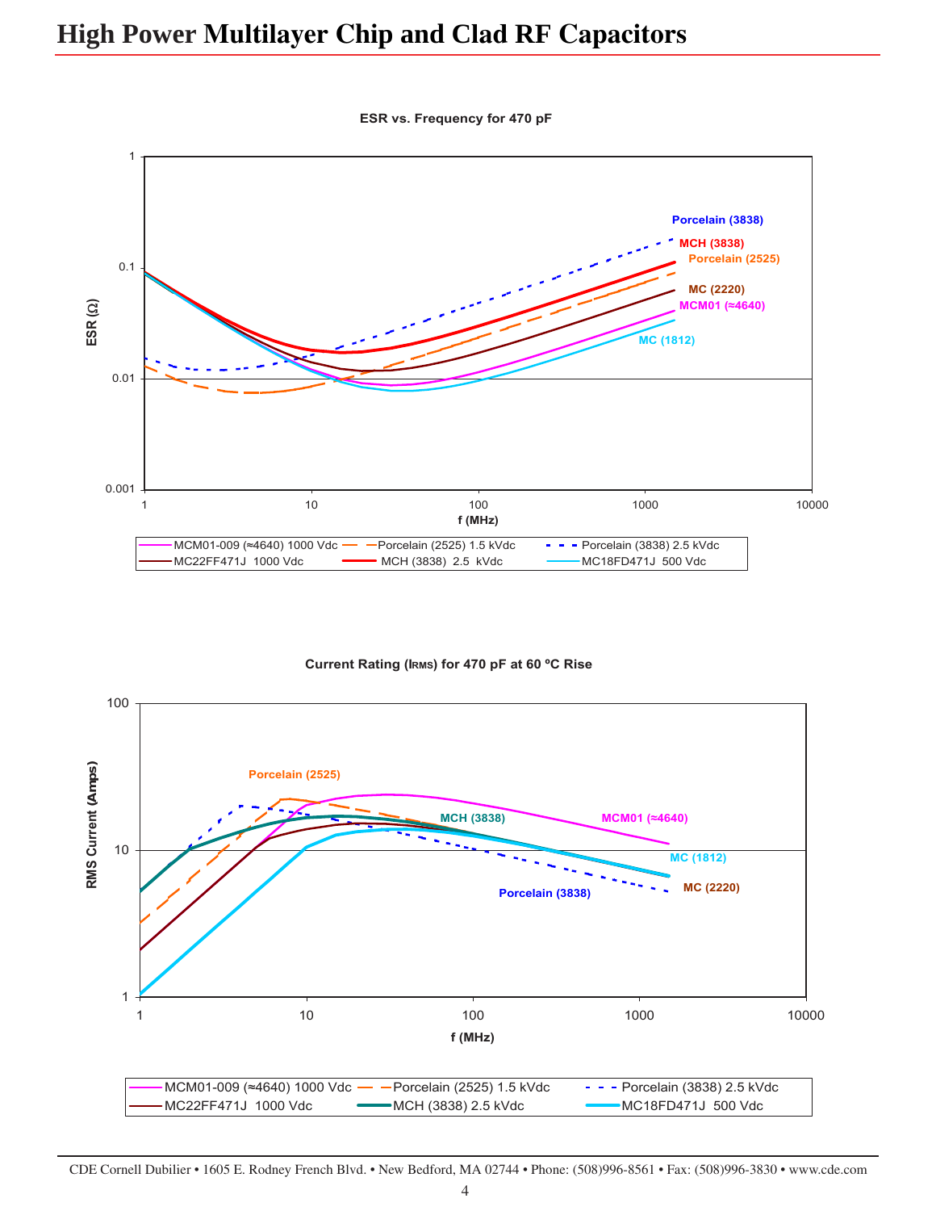# High Power Multilayer Chip and Clad RF Capacitors

**ESR vs. Frequency for 470 pF**

ESR (Ω) vs. f (MHz)

Porcelain (3838)
MCH (3838)
Porcelain (2525)
MC (2220)
MCM01 (≈4640)
MC (1812)

Legend: MCM01-009 (≈4640) 1000 Vdc; Porcelain (2525) 1.5 kVdc; Porcelain (3838) 2.5 kVdc; MC22FF471J 1000 Vdc; MCH (3838) 2.5 kVdc; MC18FD471J 500 Vdc

**Current Rating ($I_{RMS}$) for 470 pF at 60 ºC Rise**

RMS Current (Amps) vs. f (MHz)

Porcelain (2525)
MCH (3838)
MCM01 (≈4640)
MC (1812)
MC (2220)
Porcelain (3838)

Legend: MCM01-009 (≈4640) 1000 Vdc; Porcelain (2525) 1.5 kVdc; Porcelain (3838) 2.5 kVdc; MC22FF471J 1000 Vdc; MCH (3838) 2.5 kVdc; MC18FD471J 500 Vdc

CDE Cornell Dubilier • 1605 E. Rodney French Blvd. • New Bedford, MA 02744 • Phone: (508)996-8561 • Fax: (508)996-3830 • www.cde.com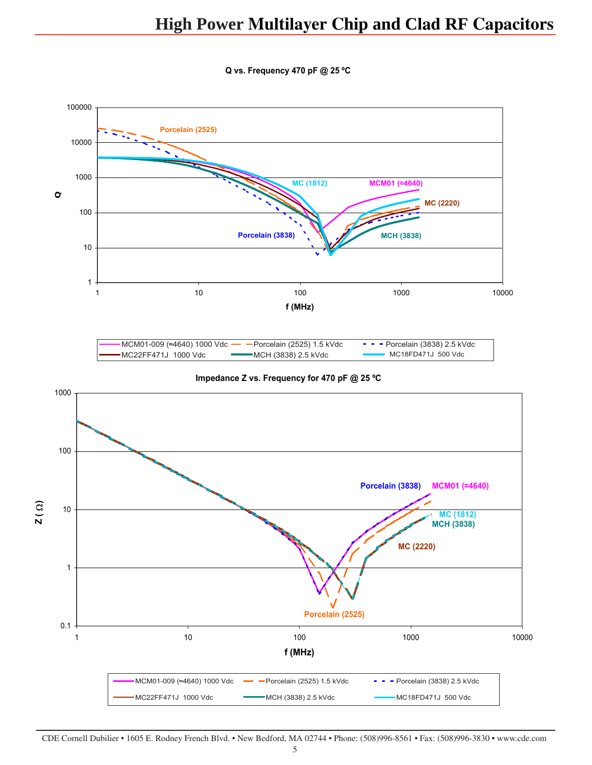# High Power Multilayer Chip and Clad RF Capacitors

**Q vs. Frequency 470 pF @ 25 ºC**

Porcelain (2525)
MC (1812)
MCM01 (≈4640)
MC (2220)
Porcelain (3838)
MCH (3838)

Q

f (MHz)

- MCM01-009 (≈4640) 1000 Vdc
- Porcelain (2525) 1.5 kVdc
- Porcelain (3838) 2.5 kVdc
- MC22FF471J 1000 Vdc
- MCH (3838) 2.5 kVdc
- MC18FD471J 500 Vdc

**Impedance Z vs. Frequency for 470 pF @ 25 ºC**

Porcelain (3838)
MCM01 (≈4640)
MC (1812)
MCH (3838)
MC (2220)
Porcelain (2525)

Z (Ω)

f (MHz)

- MCM01-009 (≈4640) 1000 Vdc
- Porcelain (2525) 1.5 kVdc
- Porcelain (3838) 2.5 kVdc
- MC22FF471J 1000 Vdc
- MCH (3838) 2.5 kVdc
- MC18FD471J 500 Vdc

CDE Cornell Dubilier • 1605 E. Rodney French Blvd. • New Bedford, MA 02744 • Phone: (508)996-8561 • Fax: (508)996-3830 • www.cde.com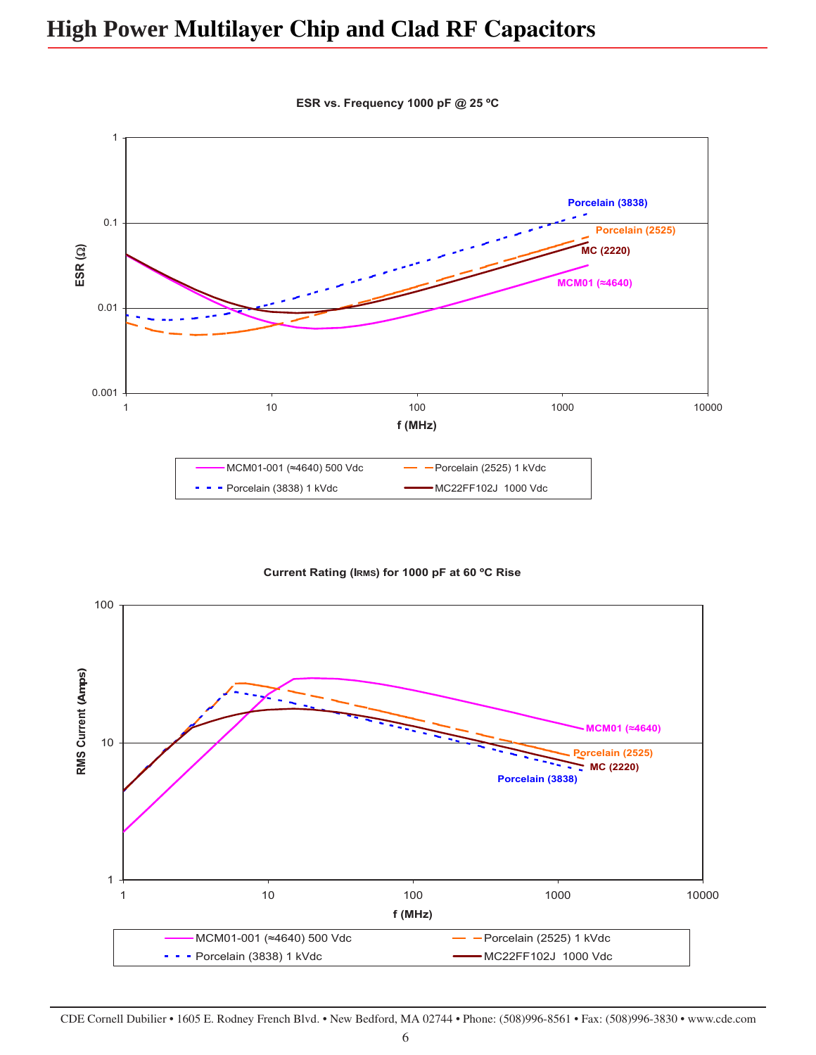# High Power Multilayer Chip and Clad RF Capacitors

**ESR vs. Frequency 1000 pF @ 25 ºC**

ESR (Ω) — 1, 0.1, 0.01, 0.001

f (MHz) — 1, 10, 100, 1000, 10000

Porcelain (3838)
Porcelain (2525)
MC (2220)
MCM01 (≈4640)

Legend: MCM01-001 (≈4640) 500 Vdc; Porcelain (2525) 1 kVdc; Porcelain (3838) 1 kVdc; MC22FF102J 1000 Vdc

**Current Rating (IRMS) for 1000 pF at 60 ºC Rise**

RMS Current (Amps) — 100, 10, 1

f (MHz) — 1, 10, 100, 1000, 10000

MCM01 (≈4640)
Porcelain (2525)
MC (2220)
Porcelain (3838)

Legend: MCM01-001 (≈4640) 500 Vdc; Porcelain (2525) 1 kVdc; Porcelain (3838) 1 kVdc; MC22FF102J 1000 Vdc

CDE Cornell Dubilier • 1605 E. Rodney French Blvd. • New Bedford, MA 02744 • Phone: (508)996-8561 • Fax: (508)996-3830 • www.cde.com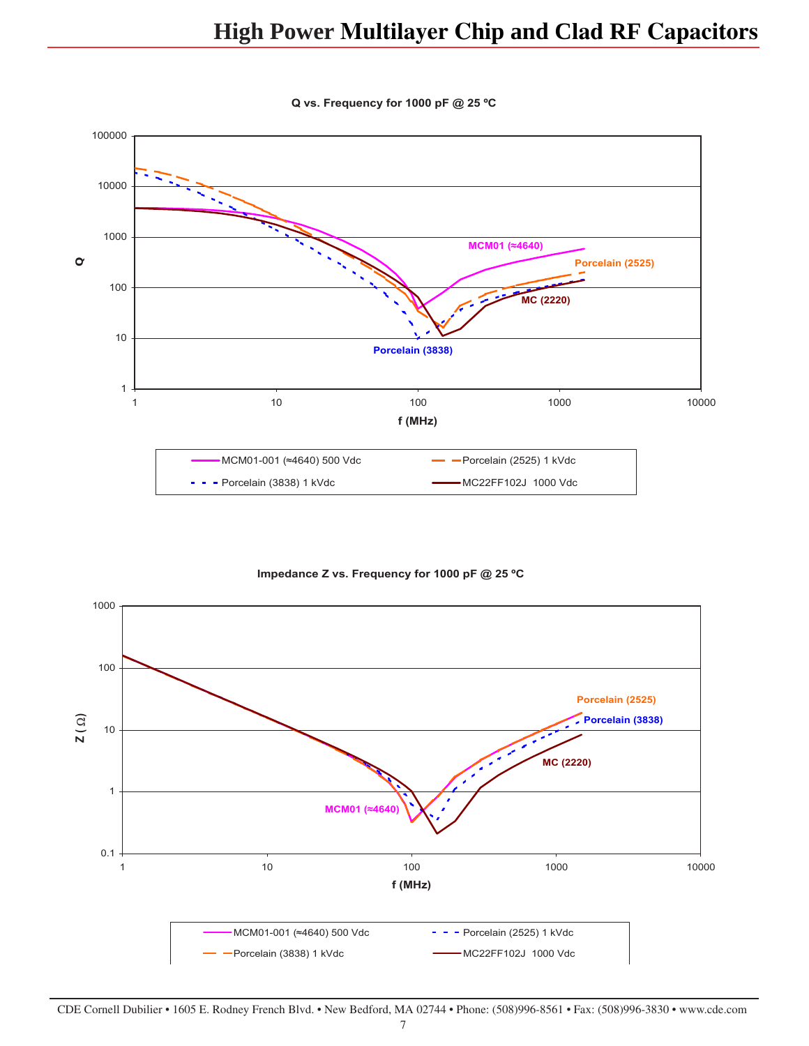**Q vs. Frequency for 1000 pF @ 25 ºC**

Q (1 to 100000) vs. f (MHz) (1 to 10000)

Curve labels: MCM01 (≈4640), Porcelain (2525), MC (2220), Porcelain (3838)

Legend:
- MCM01-001 (≈4640) 500 Vdc
- Porcelain (2525) 1 kVdc
- Porcelain (3838) 1 kVdc
- MC22FF102J 1000 Vdc

**Impedance Z vs. Frequency for 1000 pF @ 25 ºC**

Z (Ω) (0.1 to 1000) vs. f (MHz) (1 to 10000)

Curve labels: Porcelain (2525), Porcelain (3838), MC (2220), MCM01 (≈4640)

Legend:
- MCM01-001 (≈4640) 500 Vdc
- Porcelain (2525) 1 kVdc
- Porcelain (3838) 1 kVdc
- MC22FF102J 1000 Vdc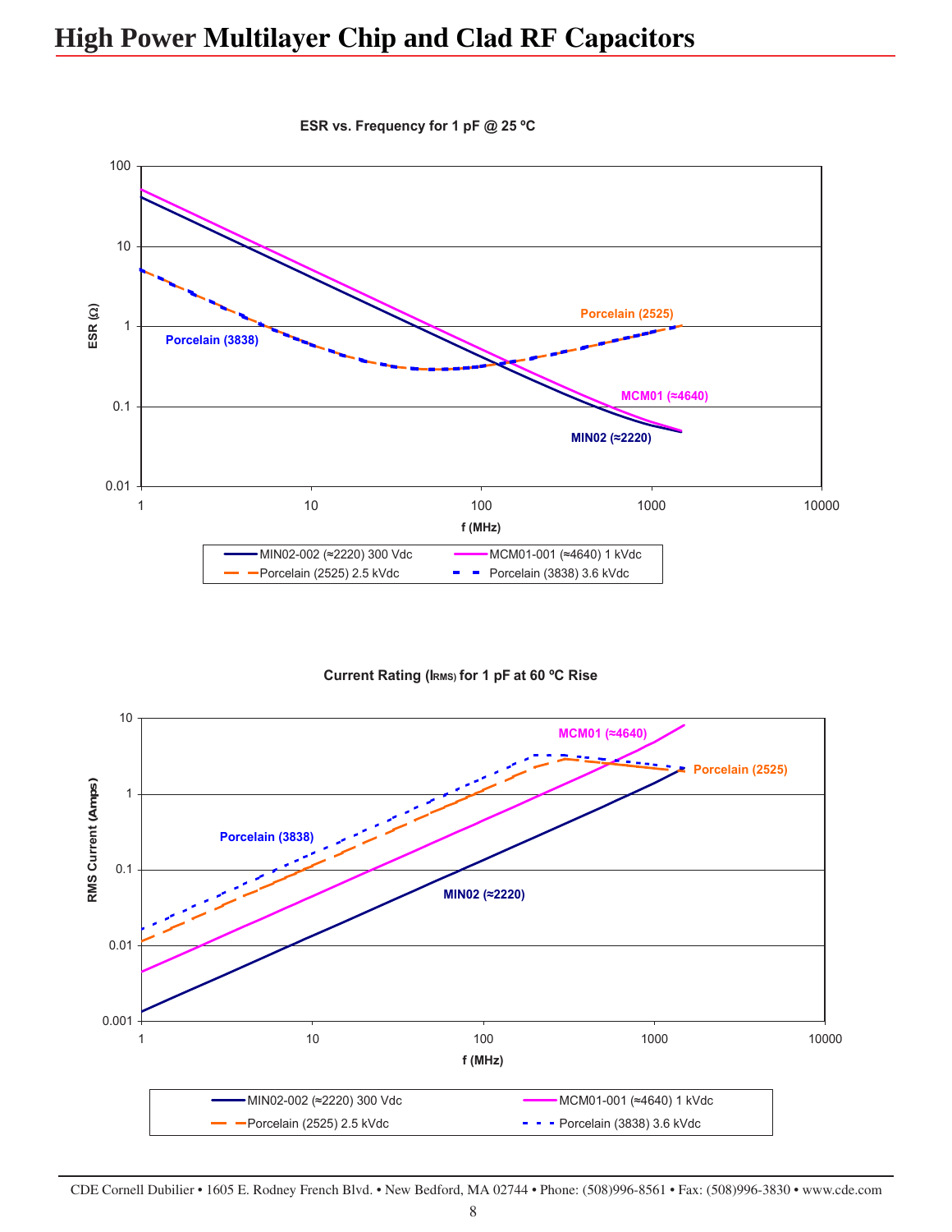# High Power Multilayer Chip and Clad RF Capacitors

**ESR vs. Frequency for 1 pF @ 25 ºC**

ESR (Ω) vs. f (MHz)

- MIN02-002 (≈2220) 300 Vdc
- MCM01-001 (≈4640) 1 kVdc
- Porcelain (2525) 2.5 kVdc
- Porcelain (3838) 3.6 kVdc

**Current Rating ($I_{RMS}$) for 1 pF at 60 ºC Rise**

RMS Current (Amps) vs. f (MHz)

- MIN02-002 (≈2220) 300 Vdc
- MCM01-001 (≈4640) 1 kVdc
- Porcelain (2525) 2.5 kVdc
- Porcelain (3838) 3.6 kVdc

CDE Cornell Dubilier • 1605 E. Rodney French Blvd. • New Bedford, MA 02744 • Phone: (508)996-8561 • Fax: (508)996-3830 • www.cde.com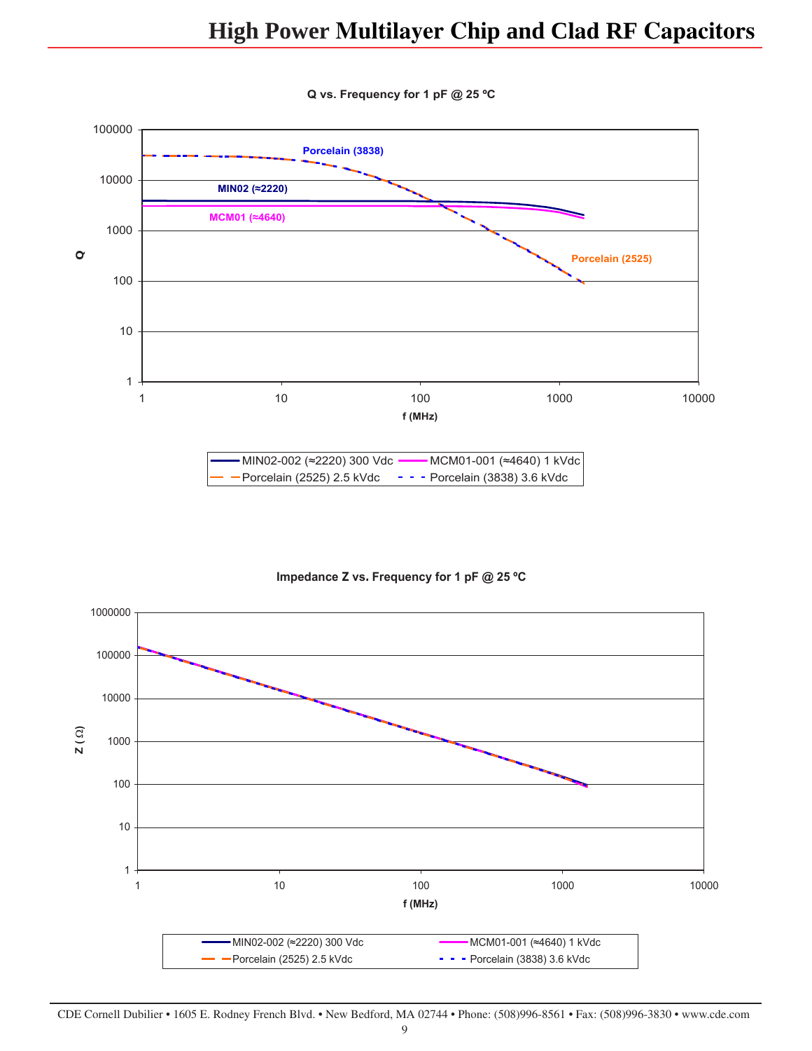**Q vs. Frequency for 1 pF @ 25 ºC**

Q (1 to 100000, log scale) vs. f (MHz) (1 to 10000, log scale)

Curve labels: Porcelain (3838), MIN02 (≈2220), MCM01 (≈4640), Porcelain (2525)

Legend:
- MIN02-002 (≈2220) 300 Vdc
- MCM01-001 (≈4640) 1 kVdc
- Porcelain (2525) 2.5 kVdc
- Porcelain (3838) 3.6 kVdc

**Impedance Z vs. Frequency for 1 pF @ 25 ºC**

Z (Ω) (1 to 1000000, log scale) vs. f (MHz) (1 to 10000, log scale)

Legend:
- MIN02-002 (≈2220) 300 Vdc
- MCM01-001 (≈4640) 1 kVdc
- Porcelain (2525) 2.5 kVdc
- Porcelain (3838) 3.6 kVdc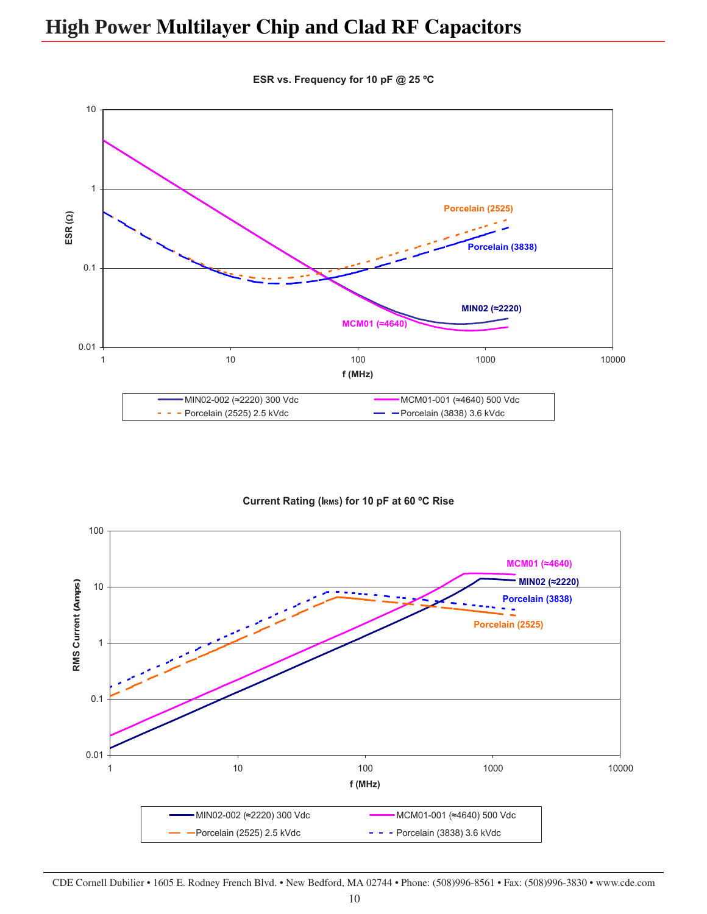# High Power Multilayer Chip and Clad RF Capacitors

**ESR vs. Frequency for 10 pF @ 25 ºC**

ESR (Ω) vs. f (MHz)

Porcelain (2525)

Porcelain (3838)

MIN02 (≈2220)

MCM01 (≈4640)

- MIN02-002 (≈2220) 300 Vdc
- MCM01-001 (≈4640) 500 Vdc
- Porcelain (2525) 2.5 kVdc
- Porcelain (3838) 3.6 kVdc

**Current Rating ($I_{RMS}$) for 10 pF at 60 ºC Rise**

RMS Current (Amps) vs. f (MHz)

MCM01 (≈4640)

MIN02 (≈2220)

Porcelain (3838)

Porcelain (2525)

- MIN02-002 (≈2220) 300 Vdc
- MCM01-001 (≈4640) 500 Vdc
- Porcelain (2525) 2.5 kVdc
- Porcelain (3838) 3.6 kVdc

CDE Cornell Dubilier • 1605 E. Rodney French Blvd. • New Bedford, MA 02744 • Phone: (508)996-8561 • Fax: (508)996-3830 • www.cde.com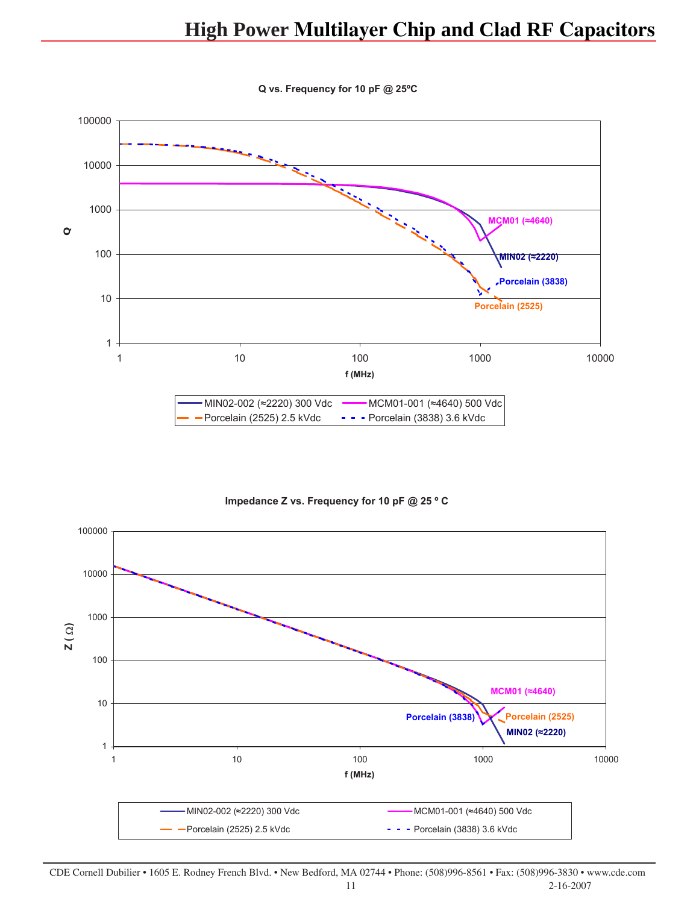Q vs. Frequency for 10 pF @ 25ºC

100000
10000
1000
100
10
1

Q

1
10
100
1000
10000

f (MHz)

MCM01 (≈4640)
MIN02 (≈2220)
Porcelain (3838)
Porcelain (2525)

MIN02-002 (≈2220) 300 Vdc
MCM01-001 (≈4640) 500 Vdc
Porcelain (2525) 2.5 kVdc
Porcelain (3838) 3.6 kVdc

Impedance Z vs. Frequency for 10 pF @ 25 º C

100000
10000
1000
100
10
1

Z (Ω)

1
10
100
1000
10000

f (MHz)

MCM01 (≈4640)
Porcelain (3838)
Porcelain (2525)
MIN02 (≈2220)

MIN02-002 (≈2220) 300 Vdc
MCM01-001 (≈4640) 500 Vdc
Porcelain (2525) 2.5 kVdc
Porcelain (3838) 3.6 kVdc